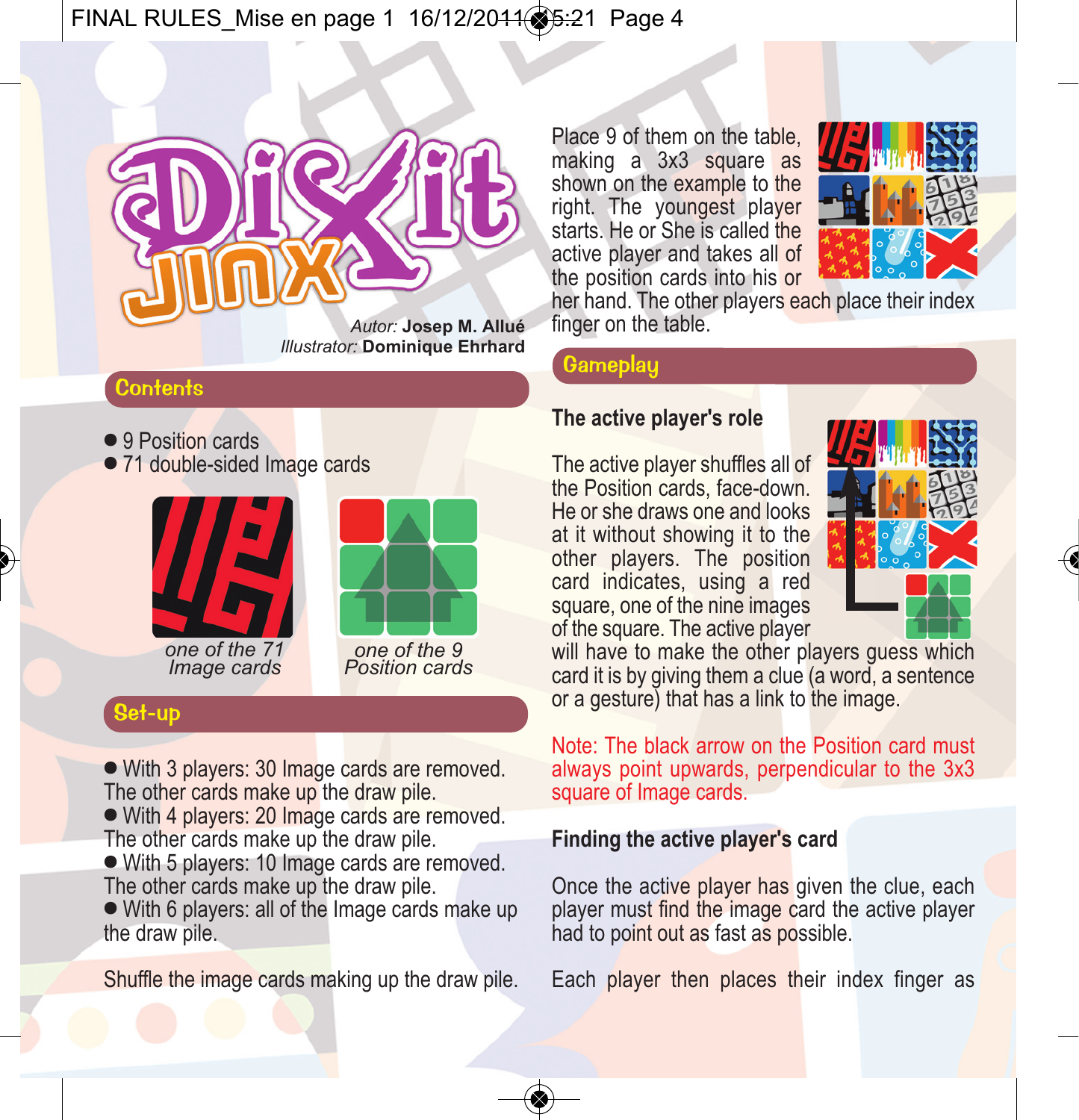# Dixit JINX

*Autor:* **Josep M. Allué**
*Illustrator:* **Dominique Ehrhard**

## Contents

- 9 Position cards
- 71 double-sided Image cards

*one of the 71 Image cards*

*one of the 9 Position cards*

## Set-up

- With 3 players: 30 Image cards are removed. The other cards make up the draw pile.
- With 4 players: 20 Image cards are removed. The other cards make up the draw pile.
- With 5 players: 10 Image cards are removed. The other cards make up the draw pile.
- With 6 players: all of the Image cards make up the draw pile.

Shuffle the image cards making up the draw pile.

Place 9 of them on the table, making a 3x3 square as shown on the example to the right. The youngest player starts. He or She is called the active player and takes all of the position cards into his or her hand. The other players each place their index finger on the table.

## Gameplay

### The active player's role

The active player shuffles all of the Position cards, face-down. He or she draws one and looks at it without showing it to the other players. The position card indicates, using a red square, one of the nine images of the square. The active player will have to make the other players guess which card it is by giving them a clue (a word, a sentence or a gesture) that has a link to the image.

Note: The black arrow on the Position card must always point upwards, perpendicular to the 3x3 square of Image cards.

### Finding the active player's card

Once the active player has given the clue, each player must find the image card the active player had to point out as fast as possible.

Each player then places their index finger as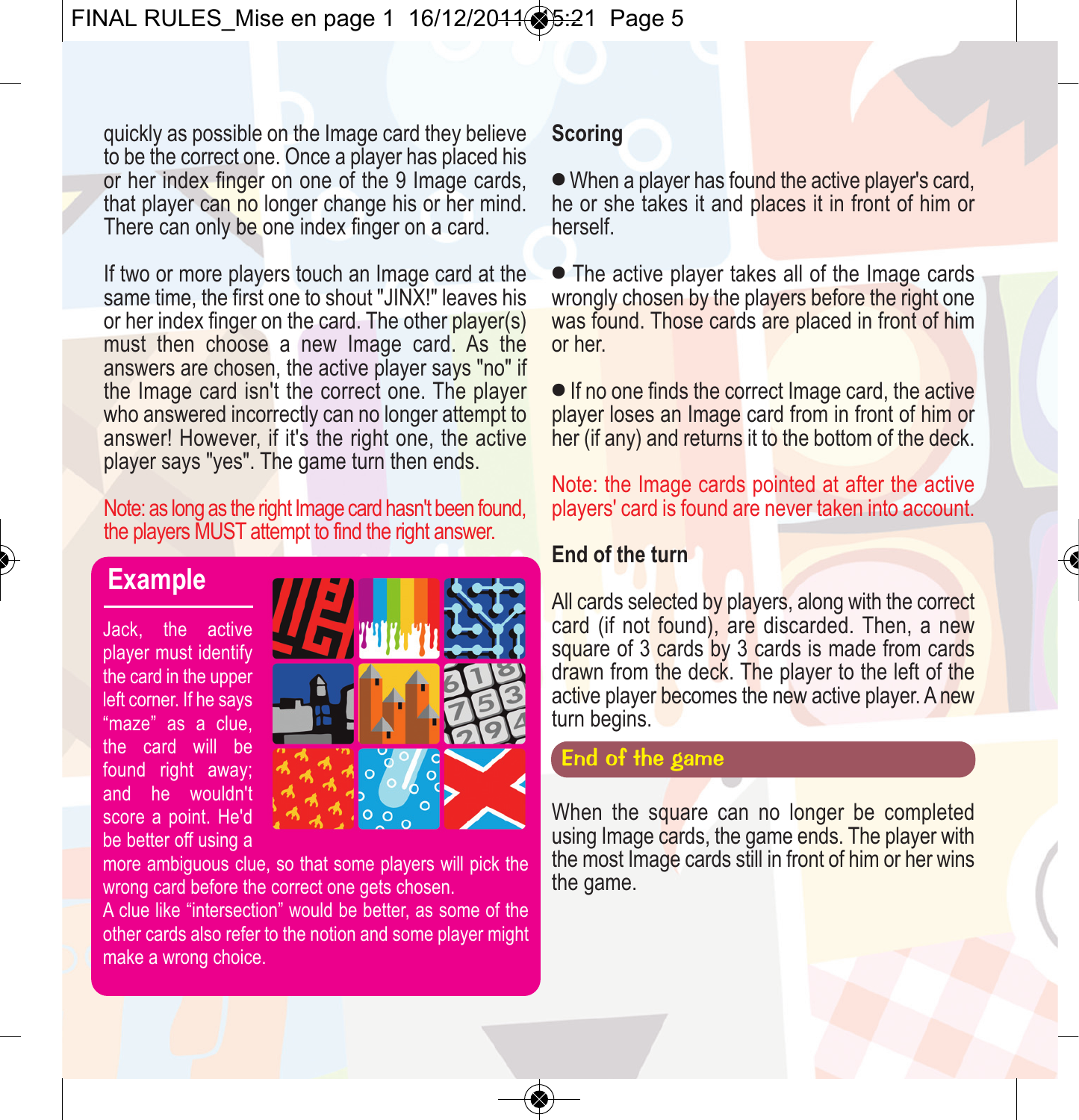quickly as possible on the Image card they believe to be the correct one. Once a player has placed his or her index finger on one of the 9 Image cards, that player can no longer change his or her mind. There can only be one index finger on a card.

If two or more players touch an Image card at the same time, the first one to shout "JINX!" leaves his or her index finger on the card. The other player(s) must then choose a new Image card. As the answers are chosen, the active player says "no" if the Image card isn't the correct one. The player who answered incorrectly can no longer attempt to answer! However, if it's the right one, the active player says "yes". The game turn then ends.

Note: as long as the right Image card hasn't been found, the players MUST attempt to find the right answer.

## Example

Jack, the active player must identify the card in the upper left corner. If he says "maze" as a clue, the card will be found right away; and he wouldn't score a point. He'd be better off using a more ambiguous clue, so that some players will pick the wrong card before the correct one gets chosen.
A clue like "intersection" would be better, as some of the other cards also refer to the notion and some player might make a wrong choice.

### Scoring

- When a player has found the active player's card, he or she takes it and places it in front of him or herself.
- The active player takes all of the Image cards wrongly chosen by the players before the right one was found. Those cards are placed in front of him or her.
- If no one finds the correct Image card, the active player loses an Image card from in front of him or her (if any) and returns it to the bottom of the deck.

Note: the Image cards pointed at after the active players' card is found are never taken into account.

### End of the turn

All cards selected by players, along with the correct card (if not found), are discarded. Then, a new square of 3 cards by 3 cards is made from cards drawn from the deck. The player to the left of the active player becomes the new active player. A new turn begins.

## End of the game

When the square can no longer be completed using Image cards, the game ends. The player with the most Image cards still in front of him or her wins the game.